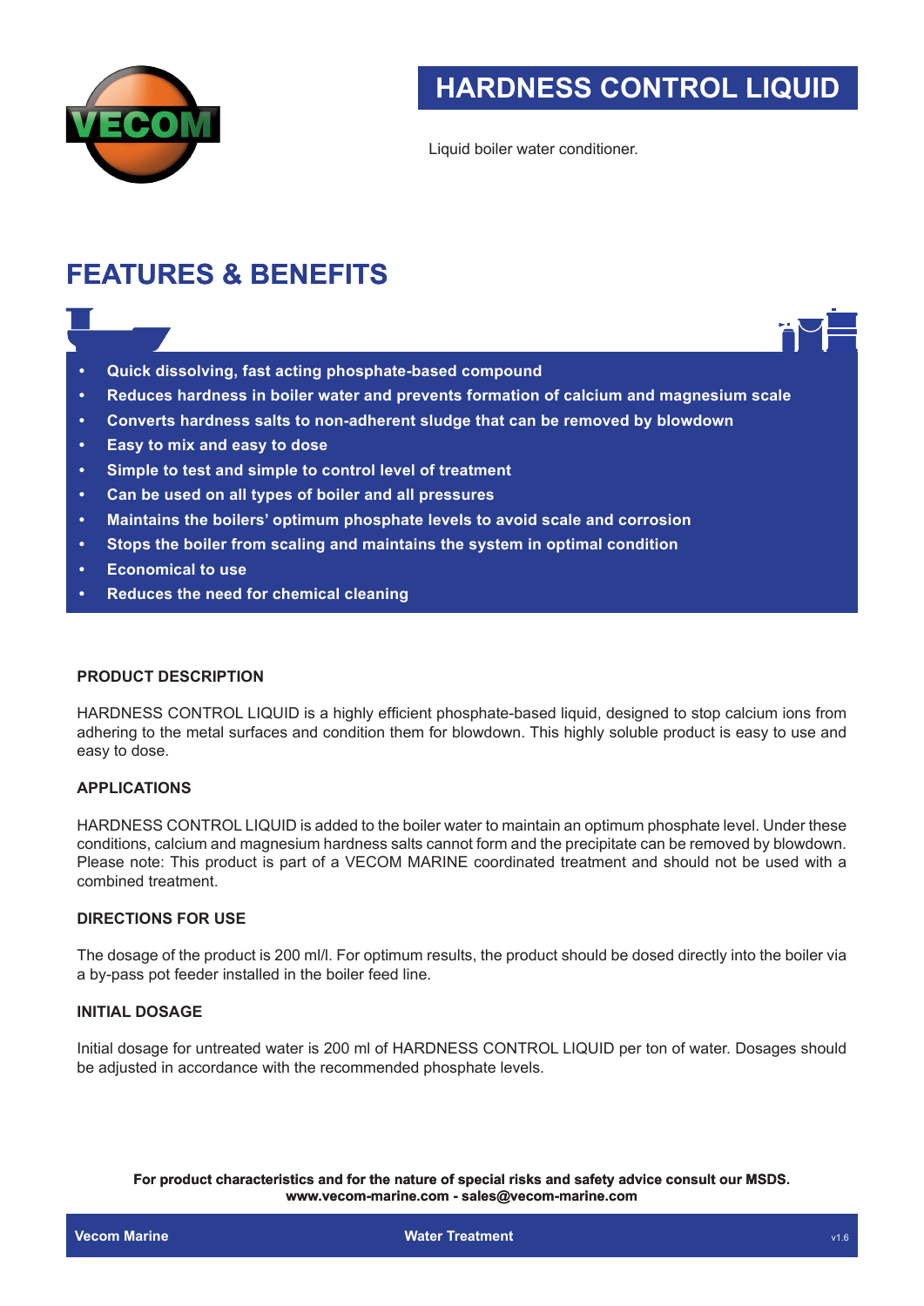# HARDNESS CONTROL LIQUID

Liquid boiler water conditioner.

## FEATURES & BENEFITS

- **Quick dissolving, fast acting phosphate-based compound**
- **Reduces hardness in boiler water and prevents formation of calcium and magnesium scale**
- **Converts hardness salts to non-adherent sludge that can be removed by blowdown**
- **Easy to mix and easy to dose**
- **Simple to test and simple to control level of treatment**
- **Can be used on all types of boiler and all pressures**
- **Maintains the boilers' optimum phosphate levels to avoid scale and corrosion**
- **Stops the boiler from scaling and maintains the system in optimal condition**
- **Economical to use**
- **Reduces the need for chemical cleaning**

### PRODUCT DESCRIPTION

HARDNESS CONTROL LIQUID is a highly efficient phosphate-based liquid, designed to stop calcium ions from adhering to the metal surfaces and condition them for blowdown. This highly soluble product is easy to use and easy to dose.

### APPLICATIONS

HARDNESS CONTROL LIQUID is added to the boiler water to maintain an optimum phosphate level. Under these conditions, calcium and magnesium hardness salts cannot form and the precipitate can be removed by blowdown. Please note: This product is part of a VECOM MARINE coordinated treatment and should not be used with a combined treatment.

### DIRECTIONS FOR USE

The dosage of the product is 200 ml/l. For optimum results, the product should be dosed directly into the boiler via a by-pass pot feeder installed in the boiler feed line.

### INITIAL DOSAGE

Initial dosage for untreated water is 200 ml of HARDNESS CONTROL LIQUID per ton of water. Dosages should be adjusted in accordance with the recommended phosphate levels.

**For product characteristics and for the nature of special risks and safety advice consult our MSDS.**
**www.vecom-marine.com - sales@vecom-marine.com**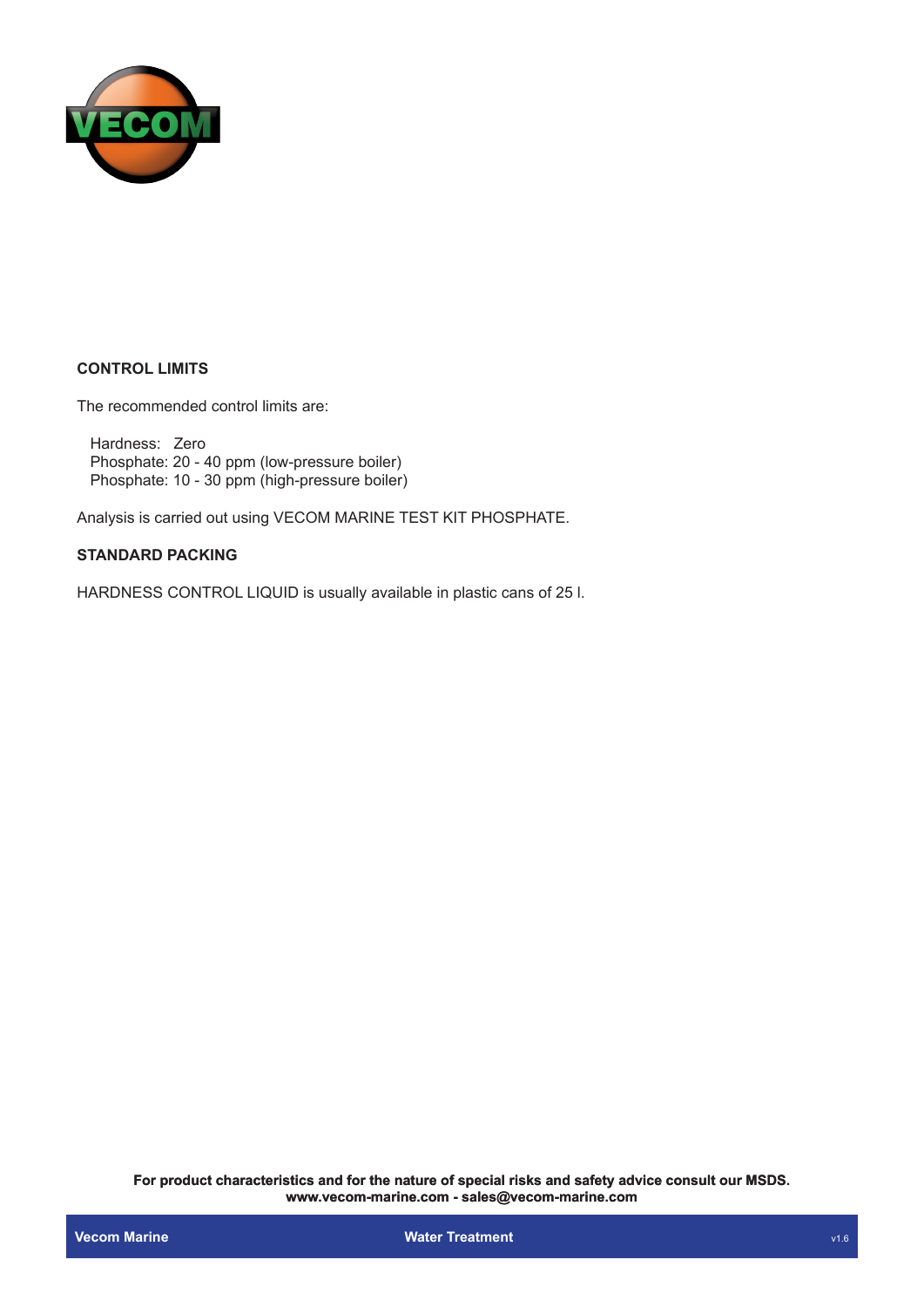## CONTROL LIMITS

The recommended control limits are:

Hardness: Zero
Phosphate: 20 - 40 ppm (low-pressure boiler)
Phosphate: 10 - 30 ppm (high-pressure boiler)

Analysis is carried out using VECOM MARINE TEST KIT PHOSPHATE.

## STANDARD PACKING

HARDNESS CONTROL LIQUID is usually available in plastic cans of 25 l.

**For product characteristics and for the nature of special risks and safety advice consult our MSDS.**
**www.vecom-marine.com - sales@vecom-marine.com**